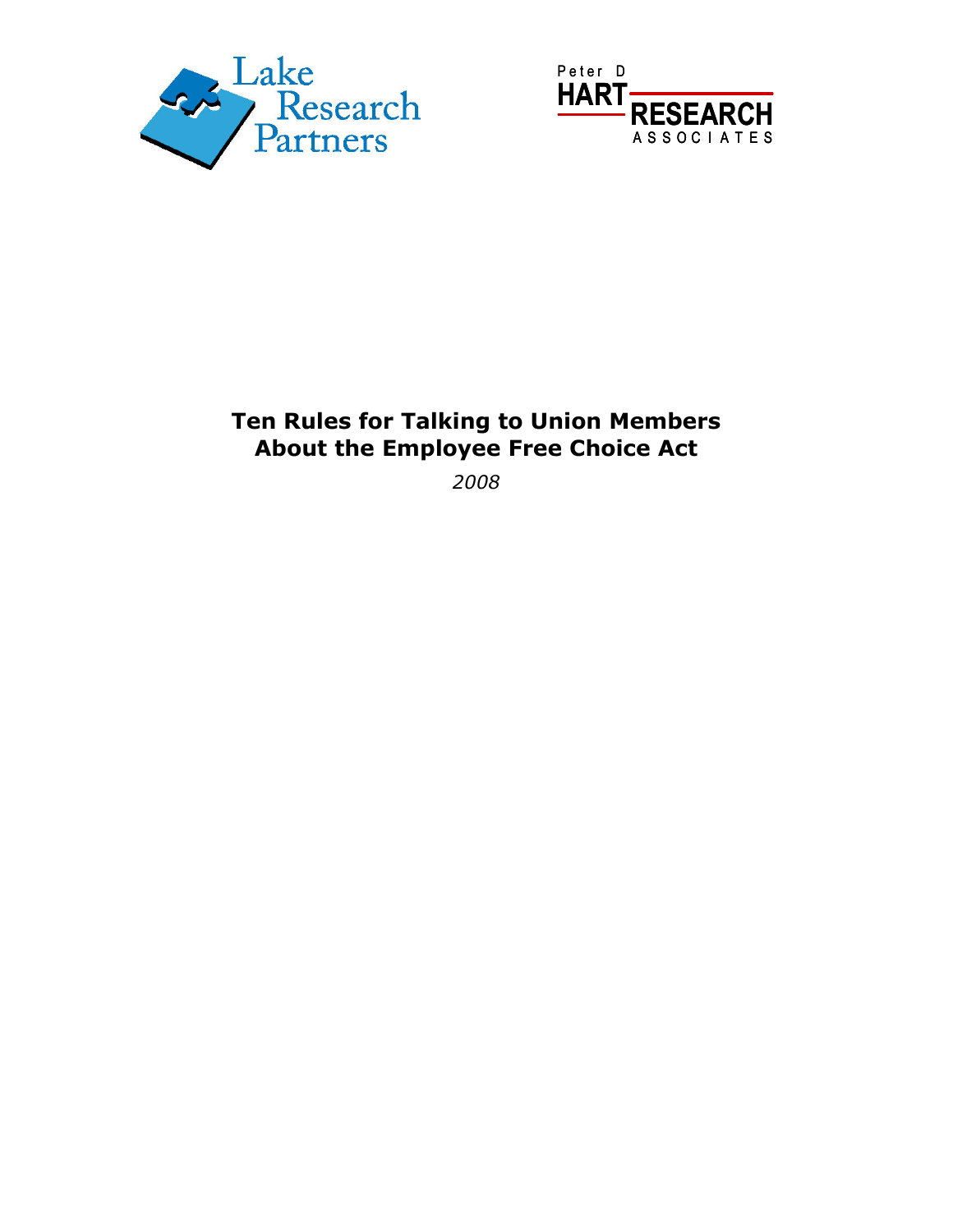Lake Research Partners

Peter D HART RESEARCH ASSOCIATES

# Ten Rules for Talking to Union Members About the Employee Free Choice Act

*2008*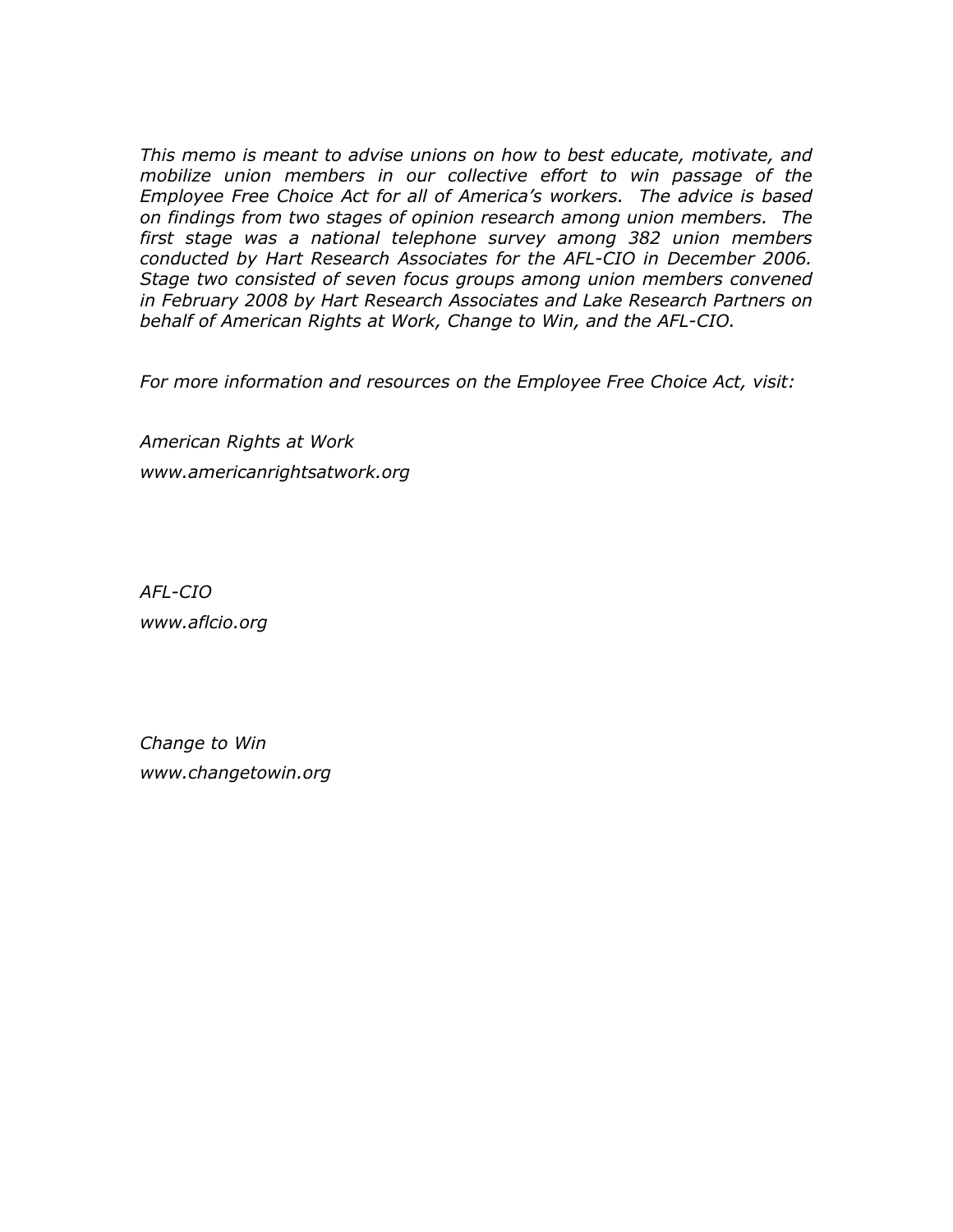*This memo is meant to advise unions on how to best educate, motivate, and mobilize union members in our collective effort to win passage of the Employee Free Choice Act for all of America's workers. The advice is based on findings from two stages of opinion research among union members. The first stage was a national telephone survey among 382 union members conducted by Hart Research Associates for the AFL-CIO in December 2006. Stage two consisted of seven focus groups among union members convened in February 2008 by Hart Research Associates and Lake Research Partners on behalf of American Rights at Work, Change to Win, and the AFL-CIO.*

*For more information and resources on the Employee Free Choice Act, visit:*

*American Rights at Work*
*www.americanrightsatwork.org*

*AFL-CIO*
*www.aflcio.org*

*Change to Win*
*www.changetowin.org*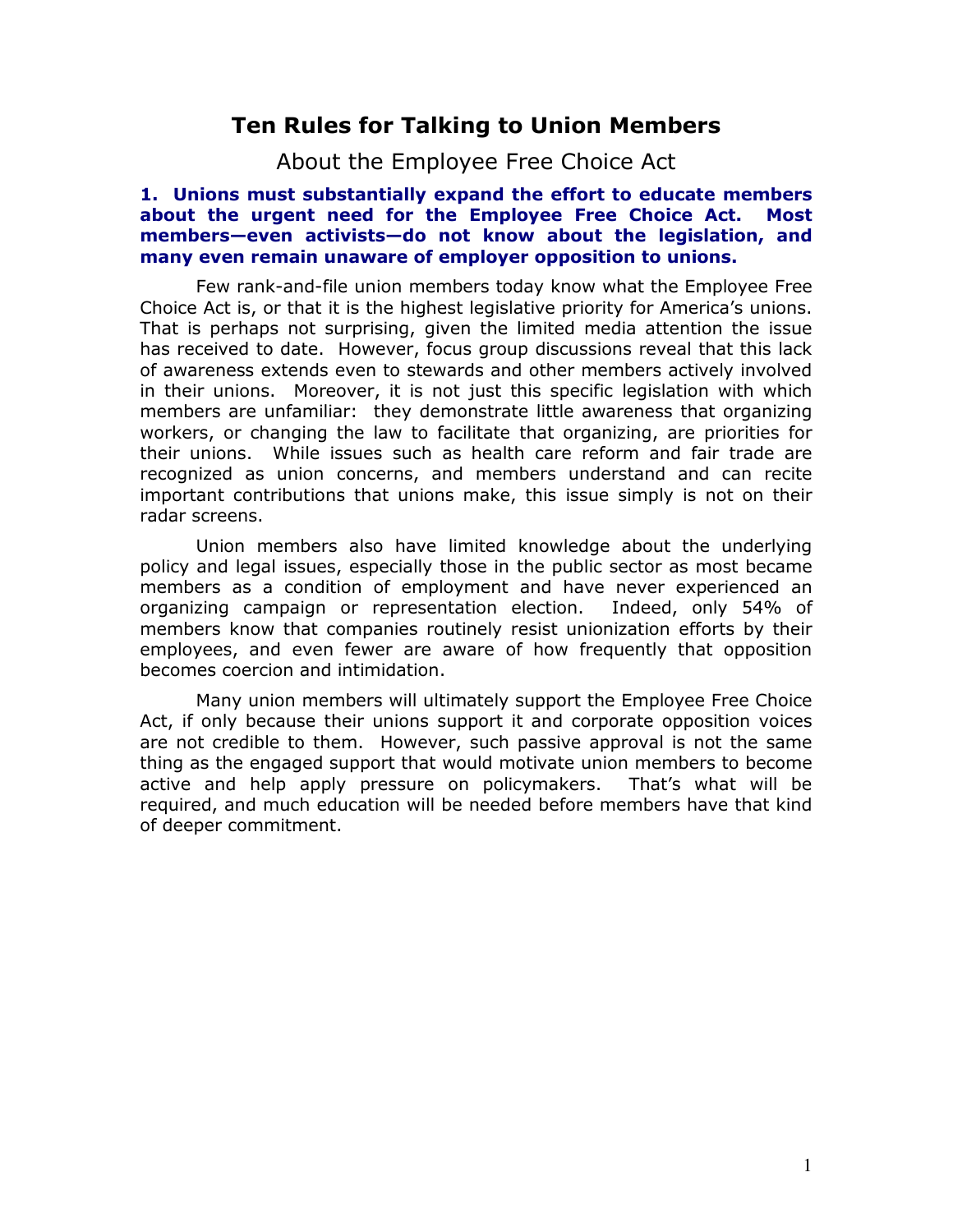# Ten Rules for Talking to Union Members

## About the Employee Free Choice Act

**1. Unions must substantially expand the effort to educate members about the urgent need for the Employee Free Choice Act. Most members—even activists—do not know about the legislation, and many even remain unaware of employer opposition to unions.**

Few rank-and-file union members today know what the Employee Free Choice Act is, or that it is the highest legislative priority for America's unions. That is perhaps not surprising, given the limited media attention the issue has received to date. However, focus group discussions reveal that this lack of awareness extends even to stewards and other members actively involved in their unions. Moreover, it is not just this specific legislation with which members are unfamiliar: they demonstrate little awareness that organizing workers, or changing the law to facilitate that organizing, are priorities for their unions. While issues such as health care reform and fair trade are recognized as union concerns, and members understand and can recite important contributions that unions make, this issue simply is not on their radar screens.

Union members also have limited knowledge about the underlying policy and legal issues, especially those in the public sector as most became members as a condition of employment and have never experienced an organizing campaign or representation election. Indeed, only 54% of members know that companies routinely resist unionization efforts by their employees, and even fewer are aware of how frequently that opposition becomes coercion and intimidation.

Many union members will ultimately support the Employee Free Choice Act, if only because their unions support it and corporate opposition voices are not credible to them. However, such passive approval is not the same thing as the engaged support that would motivate union members to become active and help apply pressure on policymakers. That's what will be required, and much education will be needed before members have that kind of deeper commitment.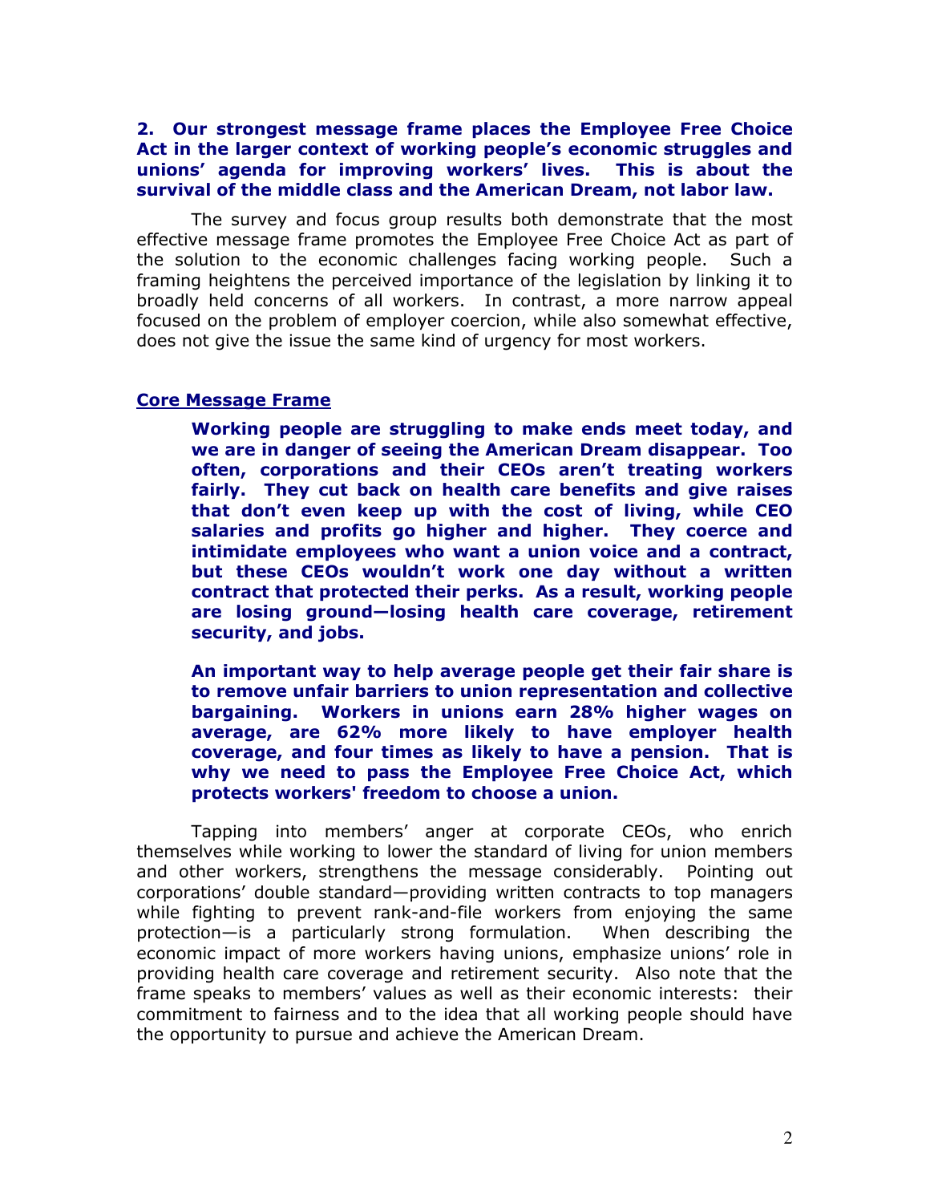**2. Our strongest message frame places the Employee Free Choice Act in the larger context of working people's economic struggles and unions' agenda for improving workers' lives. This is about the survival of the middle class and the American Dream, not labor law.**

The survey and focus group results both demonstrate that the most effective message frame promotes the Employee Free Choice Act as part of the solution to the economic challenges facing working people. Such a framing heightens the perceived importance of the legislation by linking it to broadly held concerns of all workers. In contrast, a more narrow appeal focused on the problem of employer coercion, while also somewhat effective, does not give the issue the same kind of urgency for most workers.

**Core Message Frame**

> **Working people are struggling to make ends meet today, and we are in danger of seeing the American Dream disappear. Too often, corporations and their CEOs aren't treating workers fairly. They cut back on health care benefits and give raises that don't even keep up with the cost of living, while CEO salaries and profits go higher and higher. They coerce and intimidate employees who want a union voice and a contract, but these CEOs wouldn't work one day without a written contract that protected their perks. As a result, working people are losing ground—losing health care coverage, retirement security, and jobs.**
>
> **An important way to help average people get their fair share is to remove unfair barriers to union representation and collective bargaining. Workers in unions earn 28% higher wages on average, are 62% more likely to have employer health coverage, and four times as likely to have a pension. That is why we need to pass the Employee Free Choice Act, which protects workers' freedom to choose a union.**

Tapping into members' anger at corporate CEOs, who enrich themselves while working to lower the standard of living for union members and other workers, strengthens the message considerably. Pointing out corporations' double standard—providing written contracts to top managers while fighting to prevent rank-and-file workers from enjoying the same protection—is a particularly strong formulation. When describing the economic impact of more workers having unions, emphasize unions' role in providing health care coverage and retirement security. Also note that the frame speaks to members' values as well as their economic interests: their commitment to fairness and to the idea that all working people should have the opportunity to pursue and achieve the American Dream.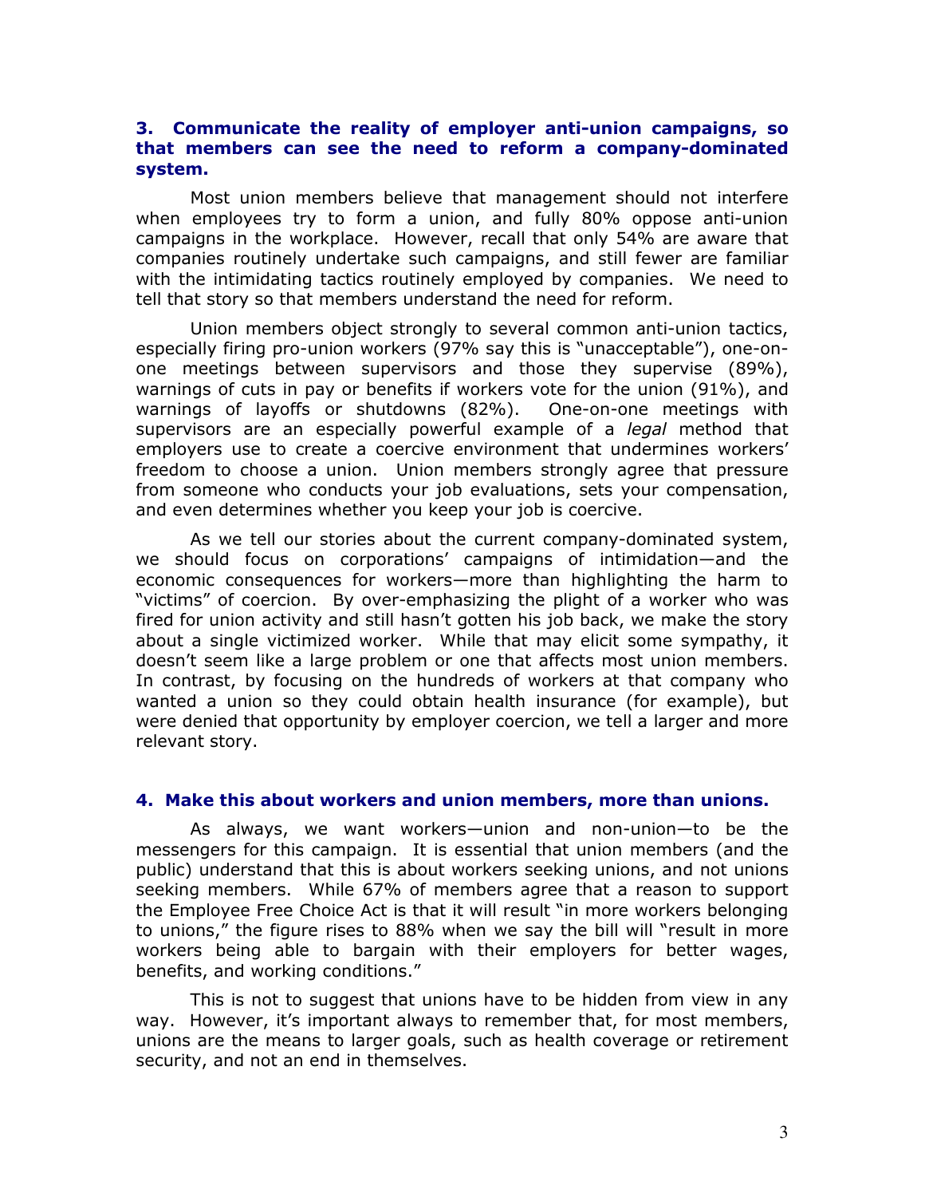### 3. Communicate the reality of employer anti-union campaigns, so that members can see the need to reform a company-dominated system.

Most union members believe that management should not interfere when employees try to form a union, and fully 80% oppose anti-union campaigns in the workplace. However, recall that only 54% are aware that companies routinely undertake such campaigns, and still fewer are familiar with the intimidating tactics routinely employed by companies. We need to tell that story so that members understand the need for reform.

Union members object strongly to several common anti-union tactics, especially firing pro-union workers (97% say this is "unacceptable"), one-on-one meetings between supervisors and those they supervise (89%), warnings of cuts in pay or benefits if workers vote for the union (91%), and warnings of layoffs or shutdowns (82%). One-on-one meetings with supervisors are an especially powerful example of a *legal* method that employers use to create a coercive environment that undermines workers' freedom to choose a union. Union members strongly agree that pressure from someone who conducts your job evaluations, sets your compensation, and even determines whether you keep your job is coercive.

As we tell our stories about the current company-dominated system, we should focus on corporations' campaigns of intimidation—and the economic consequences for workers—more than highlighting the harm to "victims" of coercion. By over-emphasizing the plight of a worker who was fired for union activity and still hasn't gotten his job back, we make the story about a single victimized worker. While that may elicit some sympathy, it doesn't seem like a large problem or one that affects most union members. In contrast, by focusing on the hundreds of workers at that company who wanted a union so they could obtain health insurance (for example), but were denied that opportunity by employer coercion, we tell a larger and more relevant story.

### 4. Make this about workers and union members, more than unions.

As always, we want workers—union and non-union—to be the messengers for this campaign. It is essential that union members (and the public) understand that this is about workers seeking unions, and not unions seeking members. While 67% of members agree that a reason to support the Employee Free Choice Act is that it will result "in more workers belonging to unions," the figure rises to 88% when we say the bill will "result in more workers being able to bargain with their employers for better wages, benefits, and working conditions."

This is not to suggest that unions have to be hidden from view in any way. However, it's important always to remember that, for most members, unions are the means to larger goals, such as health coverage or retirement security, and not an end in themselves.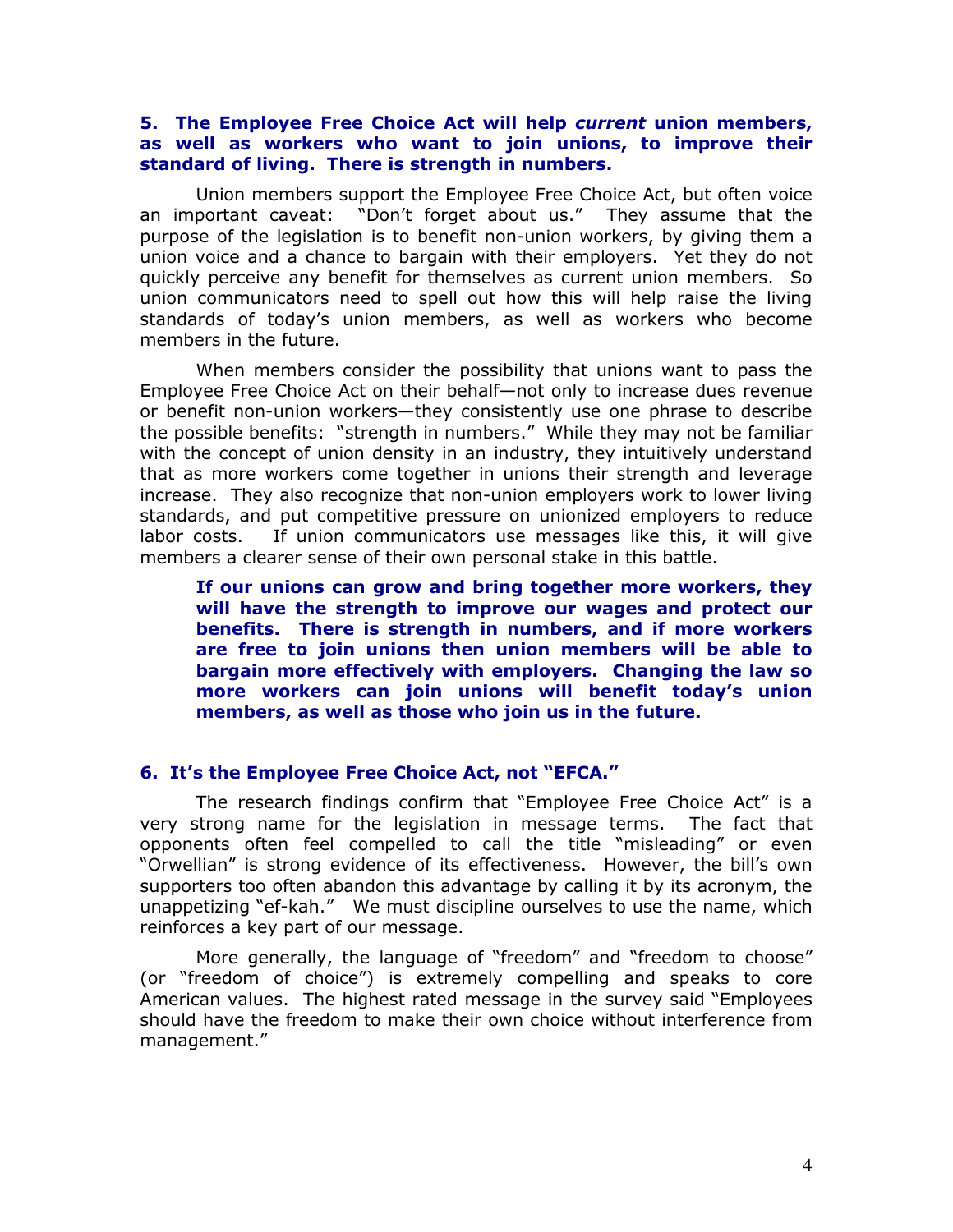### 5. The Employee Free Choice Act will help *current* union members, as well as workers who want to join unions, to improve their standard of living. There is strength in numbers.

Union members support the Employee Free Choice Act, but often voice an important caveat: "Don't forget about us." They assume that the purpose of the legislation is to benefit non-union workers, by giving them a union voice and a chance to bargain with their employers. Yet they do not quickly perceive any benefit for themselves as current union members. So union communicators need to spell out how this will help raise the living standards of today's union members, as well as workers who become members in the future.

When members consider the possibility that unions want to pass the Employee Free Choice Act on their behalf—not only to increase dues revenue or benefit non-union workers—they consistently use one phrase to describe the possible benefits: "strength in numbers." While they may not be familiar with the concept of union density in an industry, they intuitively understand that as more workers come together in unions their strength and leverage increase. They also recognize that non-union employers work to lower living standards, and put competitive pressure on unionized employers to reduce labor costs. If union communicators use messages like this, it will give members a clearer sense of their own personal stake in this battle.

> **If our unions can grow and bring together more workers, they will have the strength to improve our wages and protect our benefits. There is strength in numbers, and if more workers are free to join unions then union members will be able to bargain more effectively with employers. Changing the law so more workers can join unions will benefit today's union members, as well as those who join us in the future.**

### 6. It's the Employee Free Choice Act, not "EFCA."

The research findings confirm that "Employee Free Choice Act" is a very strong name for the legislation in message terms. The fact that opponents often feel compelled to call the title "misleading" or even "Orwellian" is strong evidence of its effectiveness. However, the bill's own supporters too often abandon this advantage by calling it by its acronym, the unappetizing "ef-kah." We must discipline ourselves to use the name, which reinforces a key part of our message.

More generally, the language of "freedom" and "freedom to choose" (or "freedom of choice") is extremely compelling and speaks to core American values. The highest rated message in the survey said "Employees should have the freedom to make their own choice without interference from management."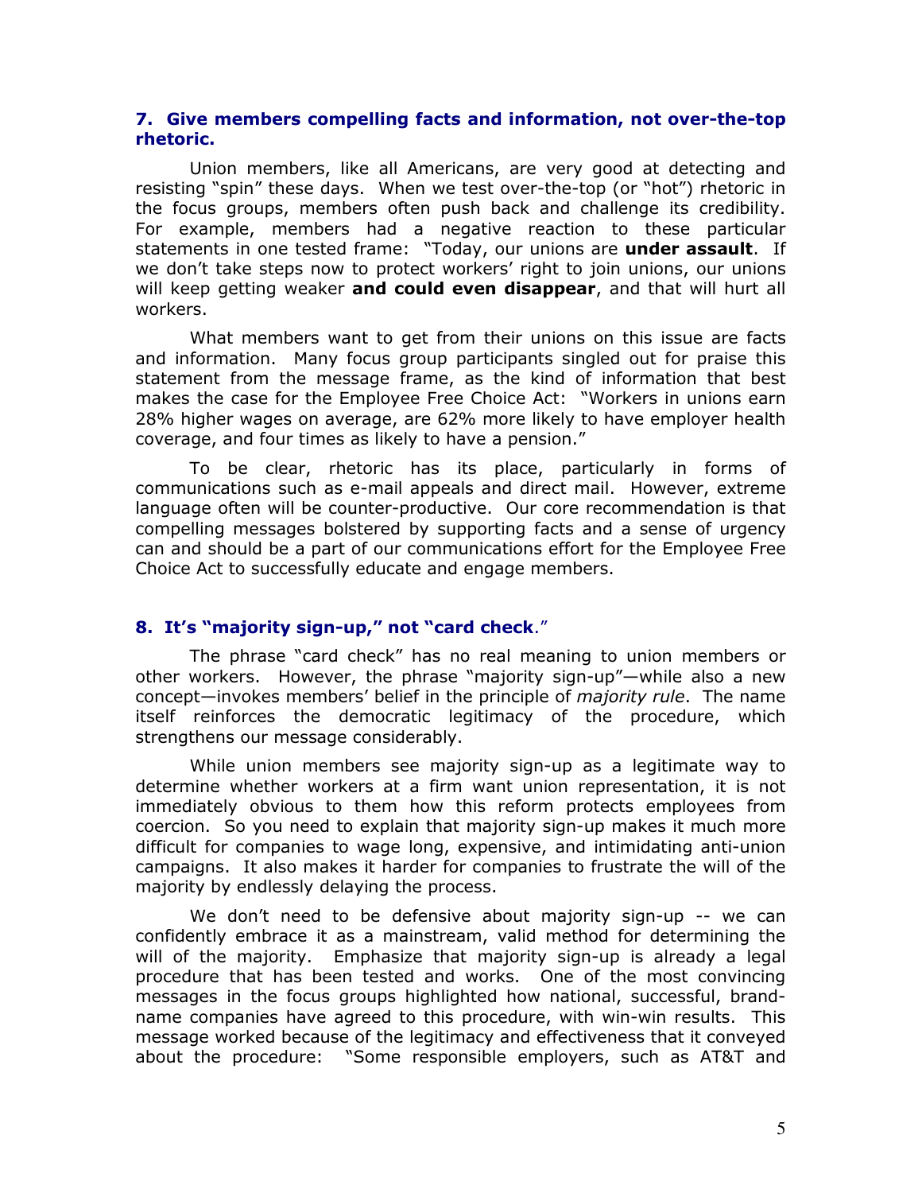### 7. Give members compelling facts and information, not over-the-top rhetoric.

Union members, like all Americans, are very good at detecting and resisting "spin" these days. When we test over-the-top (or "hot") rhetoric in the focus groups, members often push back and challenge its credibility. For example, members had a negative reaction to these particular statements in one tested frame: "Today, our unions are **under assault**. If we don't take steps now to protect workers' right to join unions, our unions will keep getting weaker **and could even disappear**, and that will hurt all workers.

What members want to get from their unions on this issue are facts and information. Many focus group participants singled out for praise this statement from the message frame, as the kind of information that best makes the case for the Employee Free Choice Act: "Workers in unions earn 28% higher wages on average, are 62% more likely to have employer health coverage, and four times as likely to have a pension."

To be clear, rhetoric has its place, particularly in forms of communications such as e-mail appeals and direct mail. However, extreme language often will be counter-productive. Our core recommendation is that compelling messages bolstered by supporting facts and a sense of urgency can and should be a part of our communications effort for the Employee Free Choice Act to successfully educate and engage members.

### 8. It's "majority sign-up," not "card check."

The phrase "card check" has no real meaning to union members or other workers. However, the phrase "majority sign-up"—while also a new concept—invokes members' belief in the principle of *majority rule*. The name itself reinforces the democratic legitimacy of the procedure, which strengthens our message considerably.

While union members see majority sign-up as a legitimate way to determine whether workers at a firm want union representation, it is not immediately obvious to them how this reform protects employees from coercion. So you need to explain that majority sign-up makes it much more difficult for companies to wage long, expensive, and intimidating anti-union campaigns. It also makes it harder for companies to frustrate the will of the majority by endlessly delaying the process.

We don't need to be defensive about majority sign-up -- we can confidently embrace it as a mainstream, valid method for determining the will of the majority. Emphasize that majority sign-up is already a legal procedure that has been tested and works. One of the most convincing messages in the focus groups highlighted how national, successful, brand-name companies have agreed to this procedure, with win-win results. This message worked because of the legitimacy and effectiveness that it conveyed about the procedure: "Some responsible employers, such as AT&T and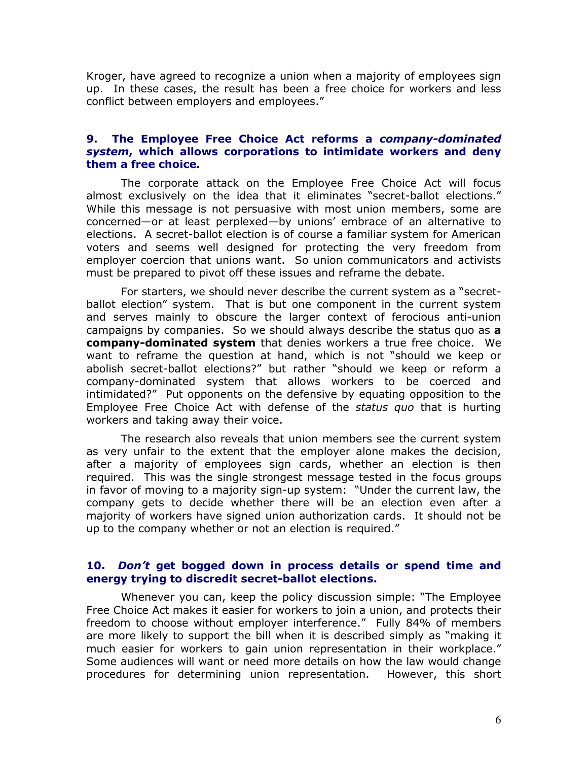Kroger, have agreed to recognize a union when a majority of employees sign up. In these cases, the result has been a free choice for workers and less conflict between employers and employees."

### 9. The Employee Free Choice Act reforms a *company-dominated system*, which allows corporations to intimidate workers and deny them a free choice.

The corporate attack on the Employee Free Choice Act will focus almost exclusively on the idea that it eliminates "secret-ballot elections." While this message is not persuasive with most union members, some are concerned—or at least perplexed—by unions' embrace of an alternative to elections. A secret-ballot election is of course a familiar system for American voters and seems well designed for protecting the very freedom from employer coercion that unions want. So union communicators and activists must be prepared to pivot off these issues and reframe the debate.

For starters, we should never describe the current system as a "secret-ballot election" system. That is but one component in the current system and serves mainly to obscure the larger context of ferocious anti-union campaigns by companies. So we should always describe the status quo as **a company-dominated system** that denies workers a true free choice. We want to reframe the question at hand, which is not "should we keep or abolish secret-ballot elections?" but rather "should we keep or reform a company-dominated system that allows workers to be coerced and intimidated?" Put opponents on the defensive by equating opposition to the Employee Free Choice Act with defense of the *status quo* that is hurting workers and taking away their voice.

The research also reveals that union members see the current system as very unfair to the extent that the employer alone makes the decision, after a majority of employees sign cards, whether an election is then required. This was the single strongest message tested in the focus groups in favor of moving to a majority sign-up system: "Under the current law, the company gets to decide whether there will be an election even after a majority of workers have signed union authorization cards. It should not be up to the company whether or not an election is required."

### 10. *Don't* get bogged down in process details or spend time and energy trying to discredit secret-ballot elections.

Whenever you can, keep the policy discussion simple: "The Employee Free Choice Act makes it easier for workers to join a union, and protects their freedom to choose without employer interference." Fully 84% of members are more likely to support the bill when it is described simply as "making it much easier for workers to gain union representation in their workplace." Some audiences will want or need more details on how the law would change procedures for determining union representation. However, this short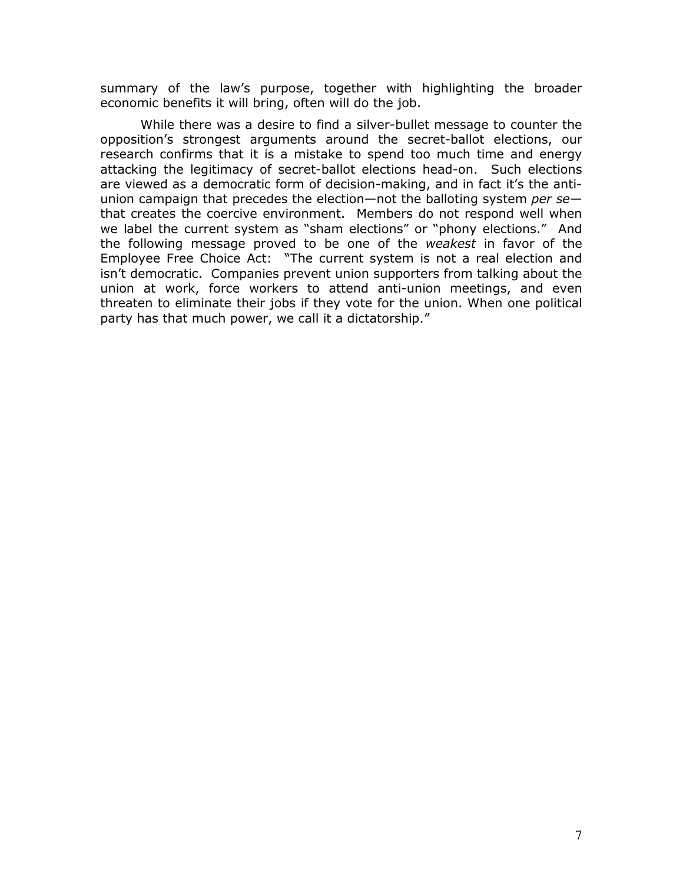summary of the law's purpose, together with highlighting the broader economic benefits it will bring, often will do the job.

While there was a desire to find a silver-bullet message to counter the opposition's strongest arguments around the secret-ballot elections, our research confirms that it is a mistake to spend too much time and energy attacking the legitimacy of secret-ballot elections head-on. Such elections are viewed as a democratic form of decision-making, and in fact it's the anti-union campaign that precedes the election—not the balloting system *per se*—that creates the coercive environment. Members do not respond well when we label the current system as "sham elections" or "phony elections." And the following message proved to be one of the *weakest* in favor of the Employee Free Choice Act: "The current system is not a real election and isn't democratic. Companies prevent union supporters from talking about the union at work, force workers to attend anti-union meetings, and even threaten to eliminate their jobs if they vote for the union. When one political party has that much power, we call it a dictatorship."